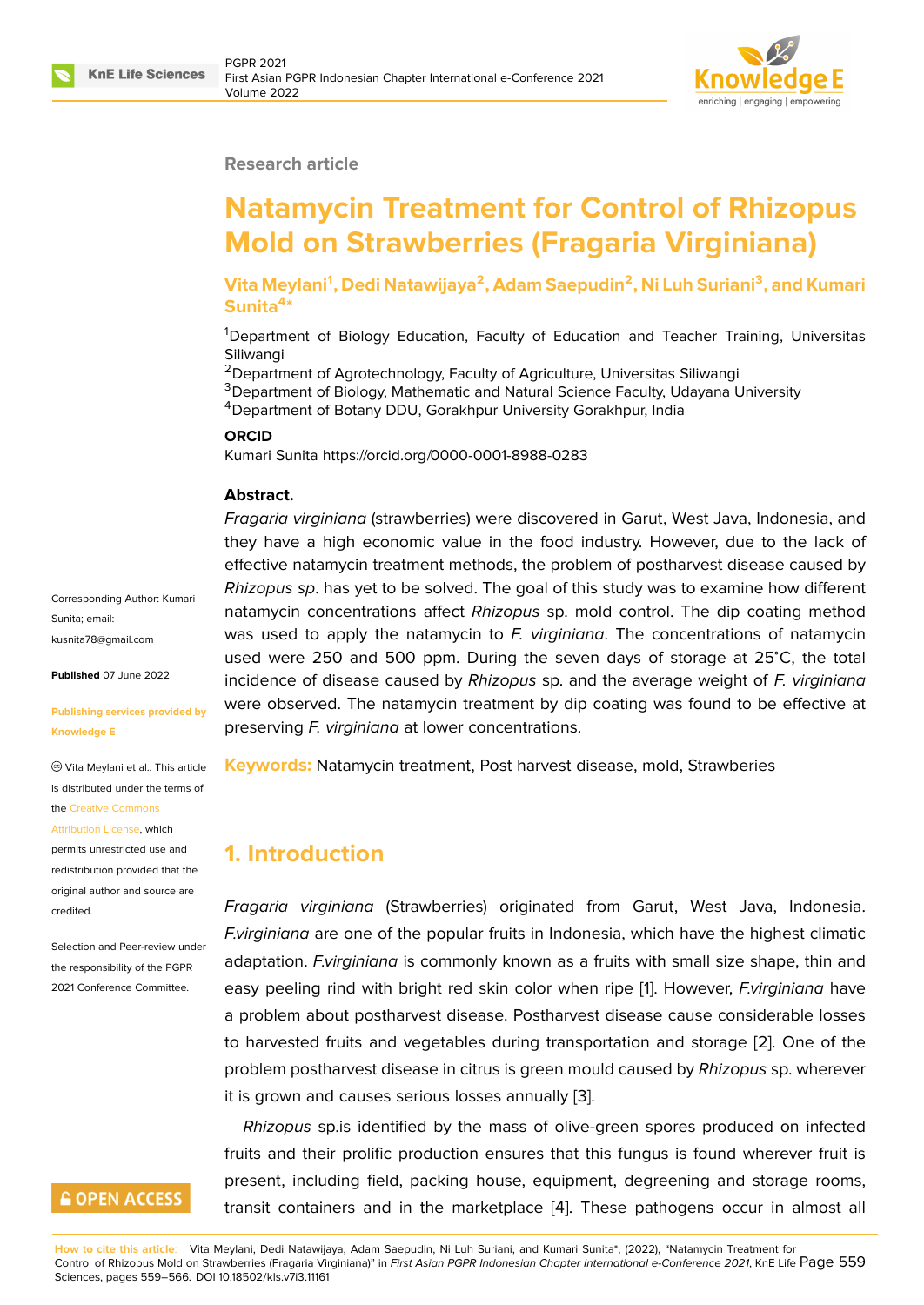Research article

# Natamycin Treatment for Control of Rhizopus Mold on Strawberries (Fragaria Virginiana)

**Vita Meylani[1], Dedi Natawijaya[2], Adam Saepudin[2], Ni Luh Suriani[3], and Kumari Sunita[4*]**

[1]Department of Biology Education, Faculty of Education and Teacher Training, Universitas Siliwangi
[2]Department of Agrotechnology, Faculty of Agriculture, Universitas Siliwangi
[3]Department of Biology, Mathematic and Natural Science Faculty, Udayana University
[4]Department of Botany DDU, Gorakhpur University Gorakhpur, India

**ORCID**
Kumari Sunita https://orcid.org/0000-0001-8988-0283

Corresponding Author: Kumari Sunita; email: kusnita78@gmail.com

**Published** 07 June 2022

**Publishing services provided by Knowledge E**

© Vita Meylani et al.. This article is distributed under the terms of the Creative Commons Attribution License, which permits unrestricted use and redistribution provided that the original author and source are credited.

Selection and Peer-review under the responsibility of the PGPR 2021 Conference Committee.

OPEN ACCESS

**Abstract.**
*Fragaria virginiana* (strawberries) were discovered in Garut, West Java, Indonesia, and they have a high economic value in the food industry. However, due to the lack of effective natamycin treatment methods, the problem of postharvest disease caused by *Rhizopus sp*. has yet to be solved. The goal of this study was to examine how different natamycin concentrations affect *Rhizopus* sp. mold control. The dip coating method was used to apply the natamycin to *F. virginiana*. The concentrations of natamycin used were 250 and 500 ppm. During the seven days of storage at 25˚C, the total incidence of disease caused by *Rhizopus* sp. and the average weight of *F. virginiana* were observed. The natamycin treatment by dip coating was found to be effective at preserving *F. virginiana* at lower concentrations.

**Keywords:** Natamycin treatment, Post harvest disease, mold, Strawberies

## 1. Introduction

*Fragaria virginiana* (Strawberries) originated from Garut, West Java, Indonesia. *F.virginiana* are one of the popular fruits in Indonesia, which have the highest climatic adaptation. *F.virginiana* is commonly known as a fruits with small size shape, thin and easy peeling rind with bright red skin color when ripe [1]. However, *F.virginiana* have a problem about postharvest disease. Postharvest disease cause considerable losses to harvested fruits and vegetables during transportation and storage [2]. One of the problem postharvest disease in citrus is green mould caused by *Rhizopus* sp. wherever it is grown and causes serious losses annually [3].

*Rhizopus* sp.is identified by the mass of olive-green spores produced on infected fruits and their prolific production ensures that this fungus is found wherever fruit is present, including field, packing house, equipment, degreening and storage rooms, transit containers and in the marketplace [4]. These pathogens occur in almost all

**How to cite this article**: Vita Meylani, Dedi Natawijaya, Adam Saepudin, Ni Luh Suriani, and Kumari Sunita*, (2022), "Natamycin Treatment for Control of Rhizopus Mold on Strawberries (Fragaria Virginiana)" in *First Asian PGPR Indonesian Chapter International e-Conference 2021*, KnE Life Sciences, pages 559–566. DOI 10.18502/kls.v7i3.11161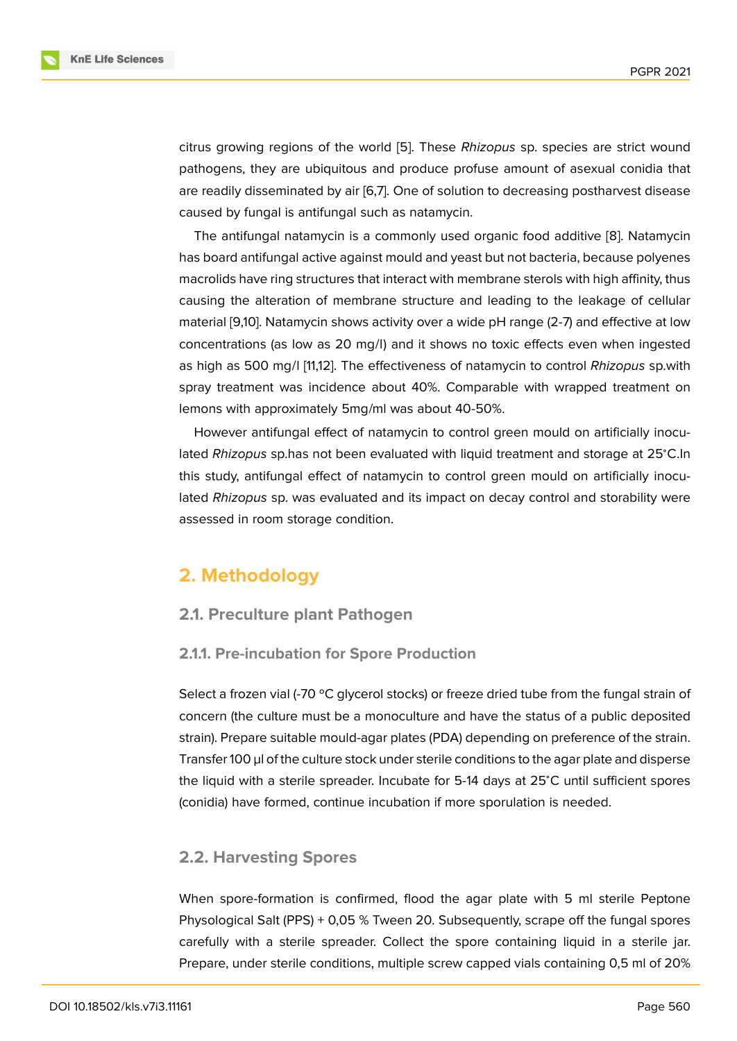citrus growing regions of the world [5]. These *Rhizopus* sp. species are strict wound pathogens, they are ubiquitous and produce profuse amount of asexual conidia that are readily disseminated by air [6,7]. One of solution to decreasing postharvest disease caused by fungal is antifungal such as natamycin.

The antifungal natamycin is a commonly used organic food additive [8]. Natamycin has board antifungal active against mould and yeast but not bacteria, because polyenes macrolids have ring structures that interact with membrane sterols with high affinity, thus causing the alteration of membrane structure and leading to the leakage of cellular material [9,10]. Natamycin shows activity over a wide pH range (2-7) and effective at low concentrations (as low as 20 mg/l) and it shows no toxic effects even when ingested as high as 500 mg/l [11,12]. The effectiveness of natamycin to control *Rhizopus* sp.with spray treatment was incidence about 40%. Comparable with wrapped treatment on lemons with approximately 5mg/ml was about 40-50%.

However antifungal effect of natamycin to control green mould on artificially inoculated *Rhizopus* sp.has not been evaluated with liquid treatment and storage at 25°C.In this study, antifungal effect of natamycin to control green mould on artificially inoculated *Rhizopus* sp. was evaluated and its impact on decay control and storability were assessed in room storage condition.

## 2. Methodology

### 2.1. Preculture plant Pathogen

#### 2.1.1. Pre-incubation for Spore Production

Select a frozen vial (-70 °C glycerol stocks) or freeze dried tube from the fungal strain of concern (the culture must be a monoculture and have the status of a public deposited strain). Prepare suitable mould-agar plates (PDA) depending on preference of the strain. Transfer 100 µl of the culture stock under sterile conditions to the agar plate and disperse the liquid with a sterile spreader. Incubate for 5-14 days at 25°C until sufficient spores (conidia) have formed, continue incubation if more sporulation is needed.

### 2.2. Harvesting Spores

When spore-formation is confirmed, flood the agar plate with 5 ml sterile Peptone Physological Salt (PPS) + 0,05 % Tween 20. Subsequently, scrape off the fungal spores carefully with a sterile spreader. Collect the spore containing liquid in a sterile jar. Prepare, under sterile conditions, multiple screw capped vials containing 0,5 ml of 20%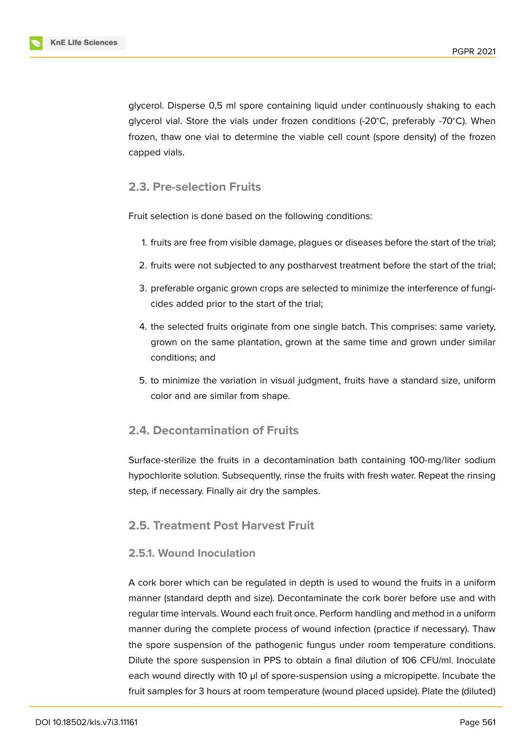glycerol. Disperse 0,5 ml spore containing liquid under continuously shaking to each glycerol vial. Store the vials under frozen conditions (-20°C, preferably -70°C). When frozen, thaw one vial to determine the viable cell count (spore density) of the frozen capped vials.

## 2.3. Pre-selection Fruits

Fruit selection is done based on the following conditions:

1. fruits are free from visible damage, plagues or diseases before the start of the trial;
2. fruits were not subjected to any postharvest treatment before the start of the trial;
3. preferable organic grown crops are selected to minimize the interference of fungicides added prior to the start of the trial;
4. the selected fruits originate from one single batch. This comprises: same variety, grown on the same plantation, grown at the same time and grown under similar conditions; and
5. to minimize the variation in visual judgment, fruits have a standard size, uniform color and are similar from shape.

## 2.4. Decontamination of Fruits

Surface-sterilize the fruits in a decontamination bath containing 100-mg/liter sodium hypochlorite solution. Subsequently, rinse the fruits with fresh water. Repeat the rinsing step, if necessary. Finally air dry the samples.

## 2.5. Treatment Post Harvest Fruit

### 2.5.1. Wound Inoculation

A cork borer which can be regulated in depth is used to wound the fruits in a uniform manner (standard depth and size). Decontaminate the cork borer before use and with regular time intervals. Wound each fruit once. Perform handling and method in a uniform manner during the complete process of wound infection (practice if necessary). Thaw the spore suspension of the pathogenic fungus under room temperature conditions. Dilute the spore suspension in PPS to obtain a final dilution of 106 CFU/ml. Inoculate each wound directly with 10 μl of spore-suspension using a micropipette. Incubate the fruit samples for 3 hours at room temperature (wound placed upside). Plate the (diluted)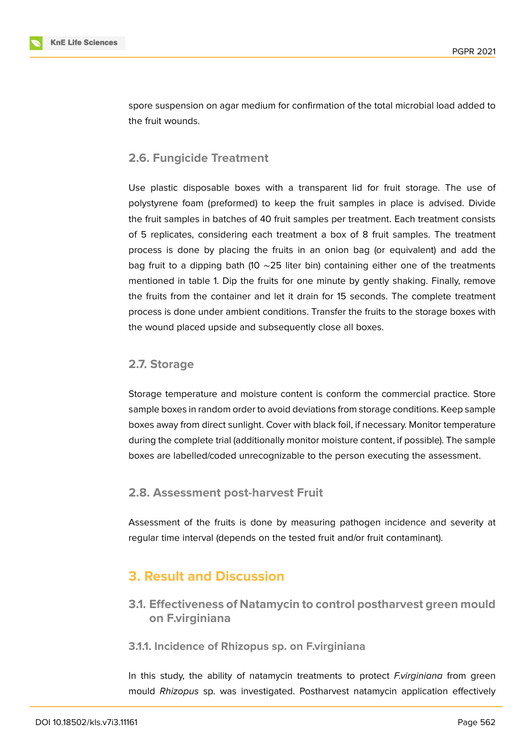spore suspension on agar medium for confirmation of the total microbial load added to the fruit wounds.

### 2.6. Fungicide Treatment

Use plastic disposable boxes with a transparent lid for fruit storage. The use of polystyrene foam (preformed) to keep the fruit samples in place is advised. Divide the fruit samples in batches of 40 fruit samples per treatment. Each treatment consists of 5 replicates, considering each treatment a box of 8 fruit samples. The treatment process is done by placing the fruits in an onion bag (or equivalent) and add the bag fruit to a dipping bath (10 ∼25 liter bin) containing either one of the treatments mentioned in table 1. Dip the fruits for one minute by gently shaking. Finally, remove the fruits from the container and let it drain for 15 seconds. The complete treatment process is done under ambient conditions. Transfer the fruits to the storage boxes with the wound placed upside and subsequently close all boxes.

### 2.7. Storage

Storage temperature and moisture content is conform the commercial practice. Store sample boxes in random order to avoid deviations from storage conditions. Keep sample boxes away from direct sunlight. Cover with black foil, if necessary. Monitor temperature during the complete trial (additionally monitor moisture content, if possible). The sample boxes are labelled/coded unrecognizable to the person executing the assessment.

### 2.8. Assessment post-harvest Fruit

Assessment of the fruits is done by measuring pathogen incidence and severity at regular time interval (depends on the tested fruit and/or fruit contaminant).

## 3. Result and Discussion

### 3.1. Effectiveness of Natamycin to control postharvest green mould on F.virginiana

#### 3.1.1. Incidence of Rhizopus sp. on F.virginiana

In this study, the ability of natamycin treatments to protect *F.virginiana* from green mould *Rhizopus* sp. was investigated. Postharvest natamycin application effectively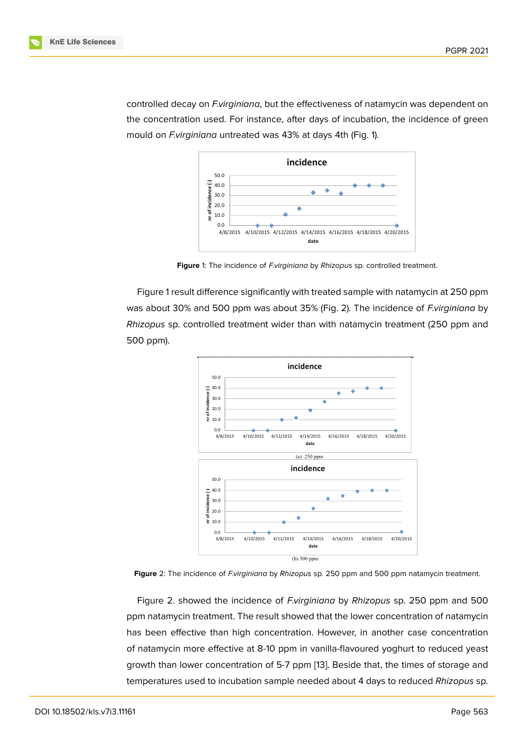controlled decay on *F.virginiana*, but the effectiveness of natamycin was dependent on the concentration used. For instance, after days of incubation, the incidence of green mould on *F.virginiana* untreated was 43% at days 4th (Fig. 1).

**Figure** 1: The incidence of *F.virginiana* by *Rhizopus* sp. controlled treatment.

Figure 1 result difference significantly with treated sample with natamycin at 250 ppm was about 30% and 500 ppm was about 35% (Fig. 2). The incidence of *F.virginiana* by *Rhizopus* sp. controlled treatment wider than with natamycin treatment (250 ppm and 500 ppm).

(a) 250 ppm

(b) 500 ppm

**Figure** 2: The incidence of *F.virginiana* by *Rhizopus* sp. 250 ppm and 500 ppm natamycin treatment.

Figure 2. showed the incidence of *F.virginiana* by *Rhizopus* sp. 250 ppm and 500 ppm natamycin treatment. The result showed that the lower concentration of natamycin has been effective than high concentration. However, in another case concentration of natamycin more effective at 8-10 ppm in vanilla-flavoured yoghurt to reduced yeast growth than lower concentration of 5-7 ppm [13]. Beside that, the times of storage and temperatures used to incubation sample needed about 4 days to reduced *Rhizopus* sp.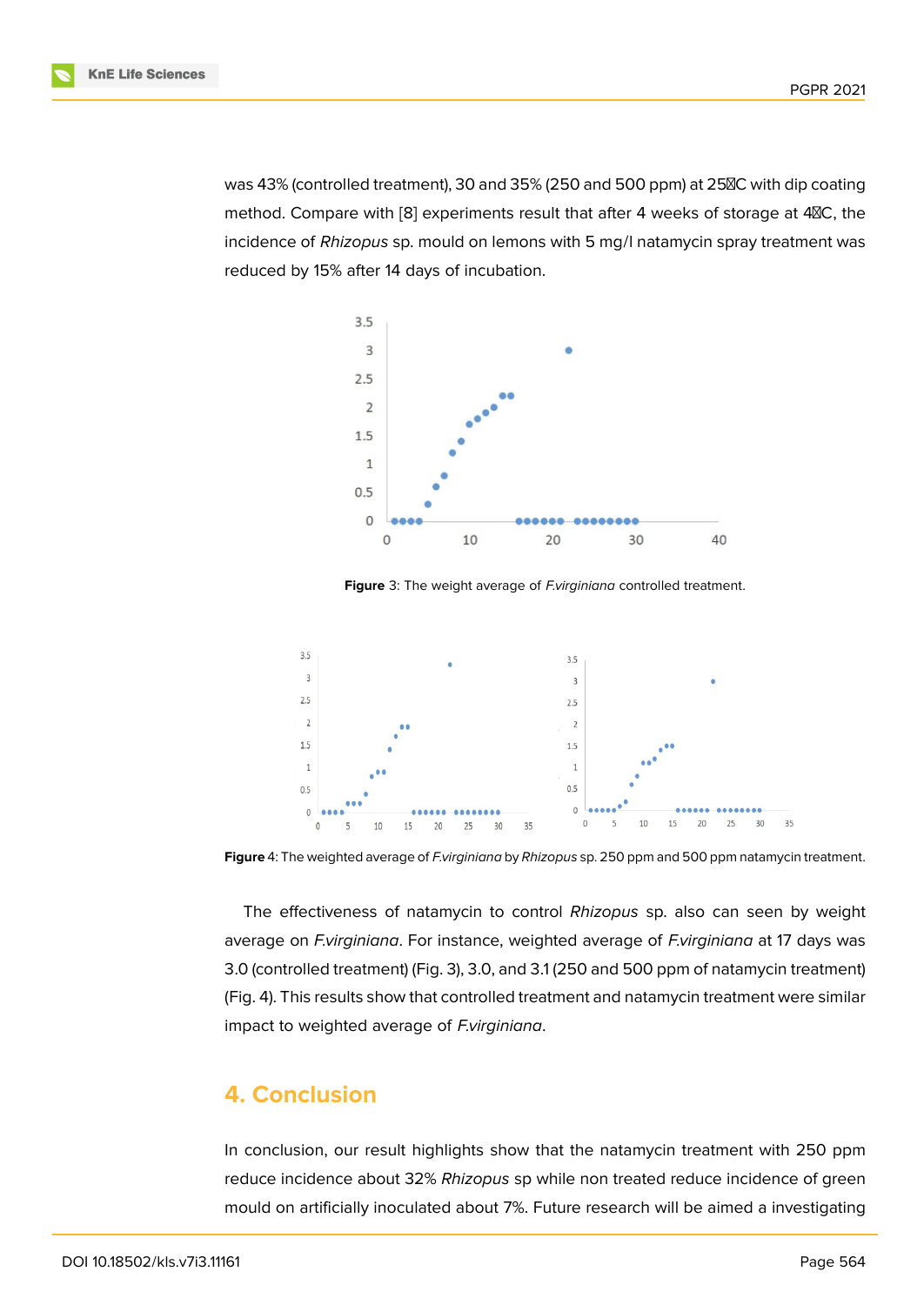was 43% (controlled treatment), 30 and 35% (250 and 500 ppm) at 25�C with dip coating method. Compare with [8] experiments result that after 4 weeks of storage at 4�C, the incidence of *Rhizopus* sp. mould on lemons with 5 mg/l natamycin spray treatment was reduced by 15% after 14 days of incubation.

**Figure** 3: The weight average of *F.virginiana* controlled treatment.

**Figure** 4: The weighted average of *F.virginiana* by *Rhizopus* sp. 250 ppm and 500 ppm natamycin treatment.

The effectiveness of natamycin to control *Rhizopus* sp. also can seen by weight average on *F.virginiana*. For instance, weighted average of *F.virginiana* at 17 days was 3.0 (controlled treatment) (Fig. 3), 3.0, and 3.1 (250 and 500 ppm of natamycin treatment) (Fig. 4). This results show that controlled treatment and natamycin treatment were similar impact to weighted average of *F.virginiana*.

## 4. Conclusion

In conclusion, our result highlights show that the natamycin treatment with 250 ppm reduce incidence about 32% *Rhizopus* sp while non treated reduce incidence of green mould on artificially inoculated about 7%. Future research will be aimed a investigating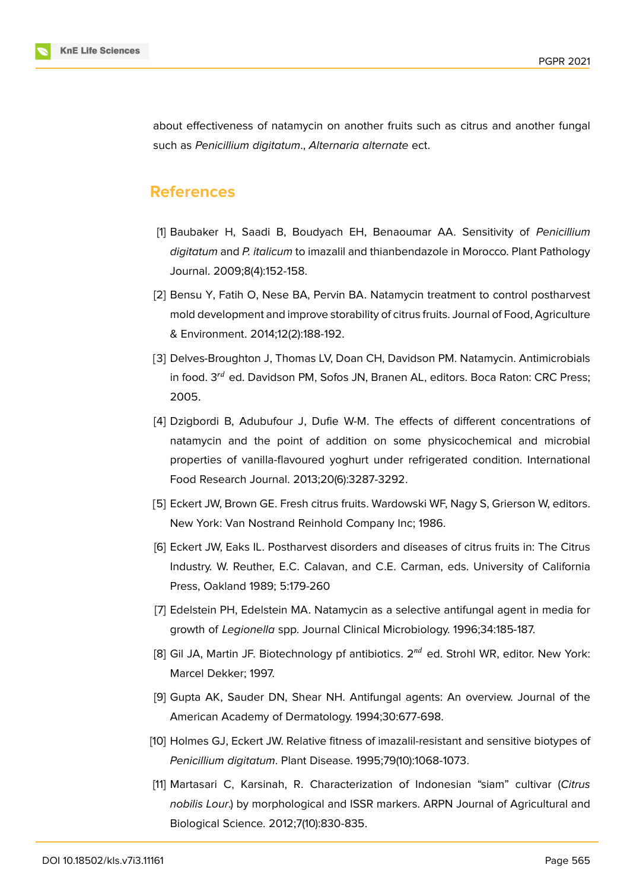about effectiveness of natamycin on another fruits such as citrus and another fungal such as *Penicillium digitatum*., *Alternaria alternate* ect.

## References

[1] Baubaker H, Saadi B, Boudyach EH, Benaoumar AA. Sensitivity of *Penicillium digitatum* and *P. italicum* to imazalil and thianbendazole in Morocco. Plant Pathology Journal. 2009;8(4):152-158.

[2] Bensu Y, Fatih O, Nese BA, Pervin BA. Natamycin treatment to control postharvest mold development and improve storability of citrus fruits. Journal of Food, Agriculture & Environment. 2014;12(2):188-192.

[3] Delves-Broughton J, Thomas LV, Doan CH, Davidson PM. Natamycin. Antimicrobials in food. 3$^{rd}$ ed. Davidson PM, Sofos JN, Branen AL, editors. Boca Raton: CRC Press; 2005.

[4] Dzigbordi B, Adubufour J, Dufie W-M. The effects of different concentrations of natamycin and the point of addition on some physicochemical and microbial properties of vanilla-flavoured yoghurt under refrigerated condition. International Food Research Journal. 2013;20(6):3287-3292.

[5] Eckert JW, Brown GE. Fresh citrus fruits. Wardowski WF, Nagy S, Grierson W, editors. New York: Van Nostrand Reinhold Company Inc; 1986.

[6] Eckert JW, Eaks IL. Postharvest disorders and diseases of citrus fruits in: The Citrus Industry. W. Reuther, E.C. Calavan, and C.E. Carman, eds. University of California Press, Oakland 1989; 5:179-260

[7] Edelstein PH, Edelstein MA. Natamycin as a selective antifungal agent in media for growth of *Legionella* spp. Journal Clinical Microbiology. 1996;34:185-187.

[8] Gil JA, Martin JF. Biotechnology pf antibiotics. 2$^{nd}$ ed. Strohl WR, editor. New York: Marcel Dekker; 1997.

[9] Gupta AK, Sauder DN, Shear NH. Antifungal agents: An overview. Journal of the American Academy of Dermatology. 1994;30:677-698.

[10] Holmes GJ, Eckert JW. Relative fitness of imazalil-resistant and sensitive biotypes of *Penicillium digitatum*. Plant Disease. 1995;79(10):1068-1073.

[11] Martasari C, Karsinah, R. Characterization of Indonesian "siam" cultivar (*Citrus nobilis Lour.*) by morphological and ISSR markers. ARPN Journal of Agricultural and Biological Science. 2012;7(10):830-835.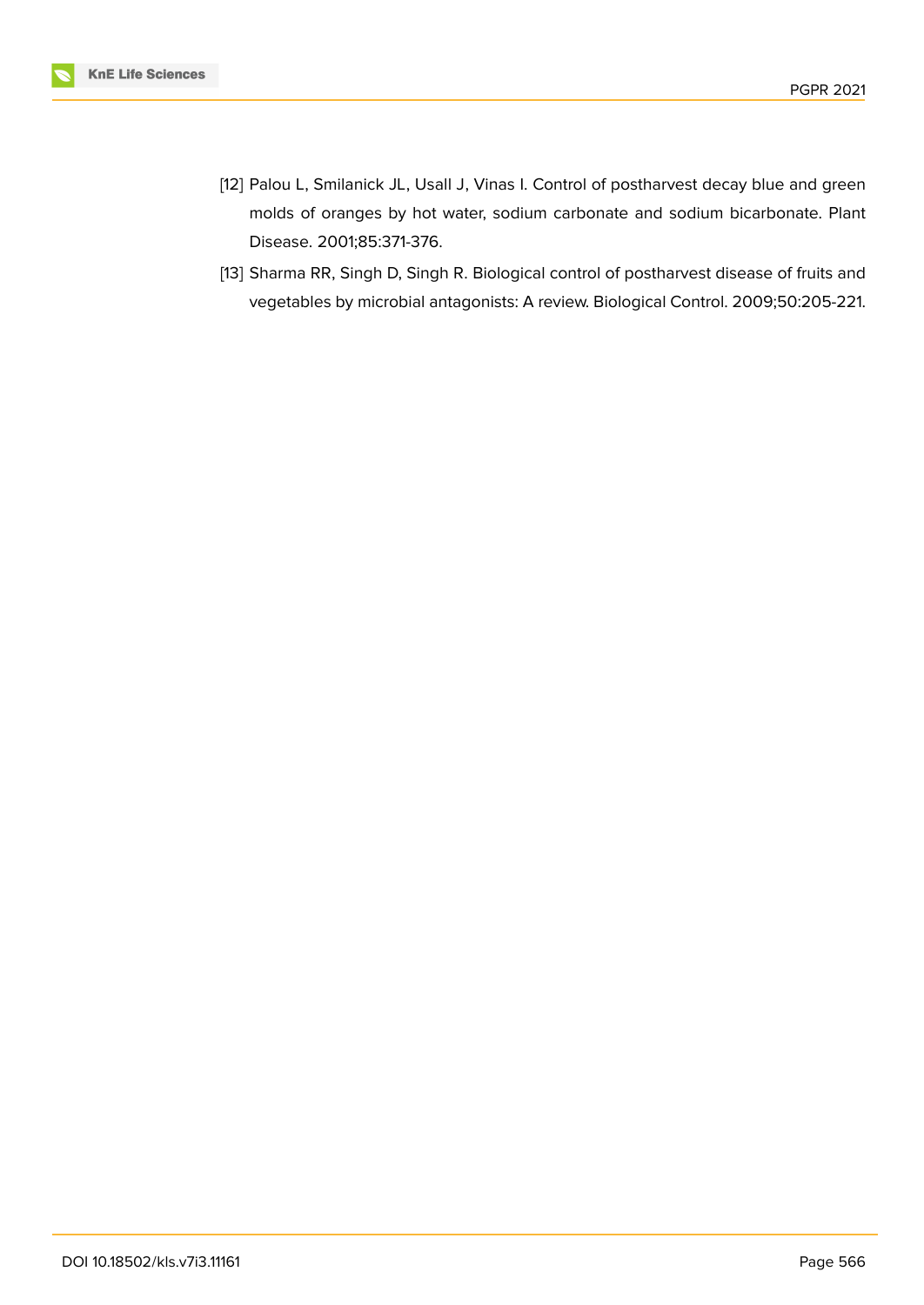[12] Palou L, Smilanick JL, Usall J, Vinas I. Control of postharvest decay blue and green molds of oranges by hot water, sodium carbonate and sodium bicarbonate. Plant Disease. 2001;85:371-376.

[13] Sharma RR, Singh D, Singh R. Biological control of postharvest disease of fruits and vegetables by microbial antagonists: A review. Biological Control. 2009;50:205-221.